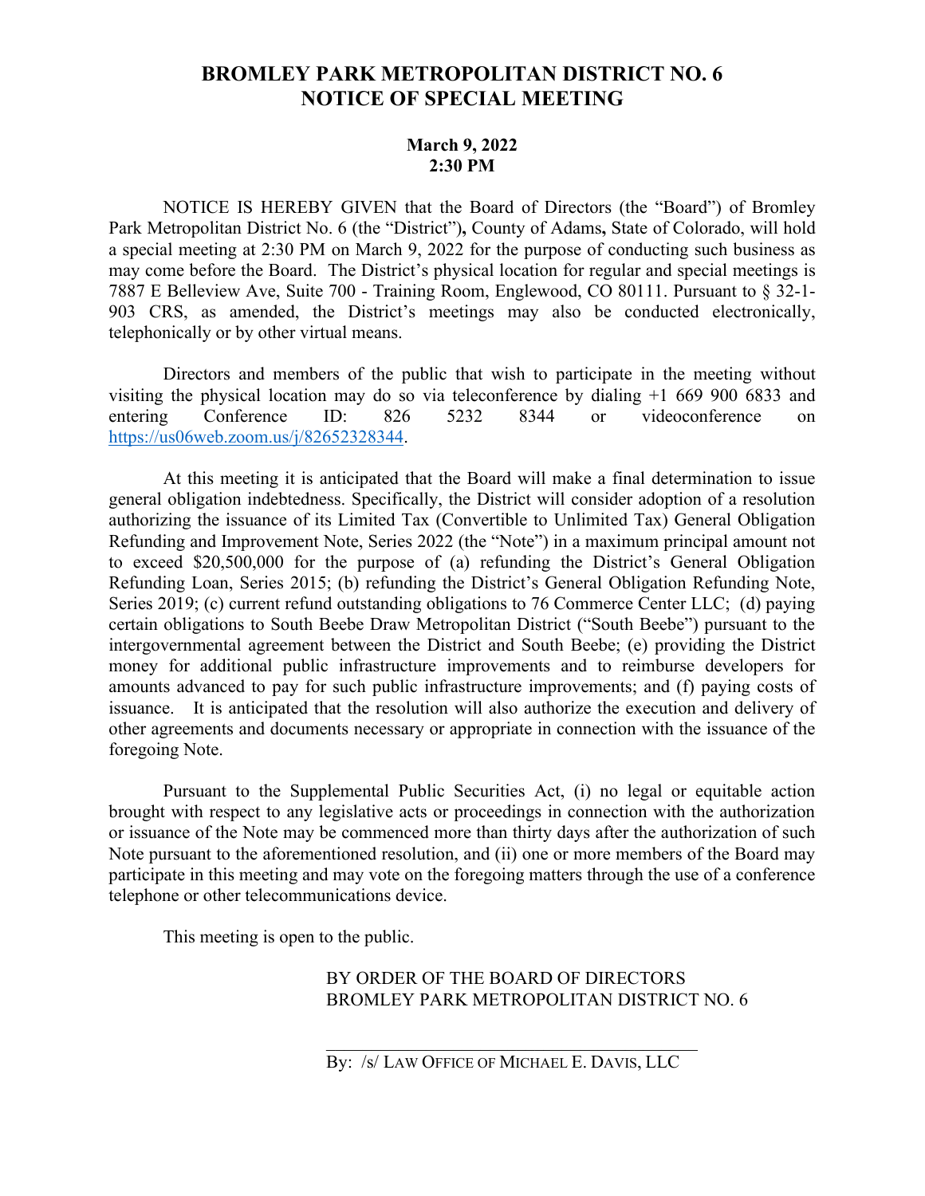# BROMLEY PARK METROPOLITAN DISTRICT NO. 6
# NOTICE OF SPECIAL MEETING

**March 9, 2022**
**2:30 PM**

NOTICE IS HEREBY GIVEN that the Board of Directors (the "Board") of Bromley Park Metropolitan District No. 6 (the "District"), County of Adams, State of Colorado, will hold a special meeting at 2:30 PM on March 9, 2022 for the purpose of conducting such business as may come before the Board. The District's physical location for regular and special meetings is 7887 E Belleview Ave, Suite 700 - Training Room, Englewood, CO 80111. Pursuant to § 32-1-903 CRS, as amended, the District's meetings may also be conducted electronically, telephonically or by other virtual means.

Directors and members of the public that wish to participate in the meeting without visiting the physical location may do so via teleconference by dialing +1 669 900 6833 and entering Conference ID: 826 5232 8344 or videoconference on [https://us06web.zoom.us/j/82652328344](https://us06web.zoom.us/j/82652328344).

At this meeting it is anticipated that the Board will make a final determination to issue general obligation indebtedness. Specifically, the District will consider adoption of a resolution authorizing the issuance of its Limited Tax (Convertible to Unlimited Tax) General Obligation Refunding and Improvement Note, Series 2022 (the "Note") in a maximum principal amount not to exceed $20,500,000 for the purpose of (a) refunding the District's General Obligation Refunding Loan, Series 2015; (b) refunding the District's General Obligation Refunding Note, Series 2019; (c) current refund outstanding obligations to 76 Commerce Center LLC; (d) paying certain obligations to South Beebe Draw Metropolitan District ("South Beebe") pursuant to the intergovernmental agreement between the District and South Beebe; (e) providing the District money for additional public infrastructure improvements and to reimburse developers for amounts advanced to pay for such public infrastructure improvements; and (f) paying costs of issuance. It is anticipated that the resolution will also authorize the execution and delivery of other agreements and documents necessary or appropriate in connection with the issuance of the foregoing Note.

Pursuant to the Supplemental Public Securities Act, (i) no legal or equitable action brought with respect to any legislative acts or proceedings in connection with the authorization or issuance of the Note may be commenced more than thirty days after the authorization of such Note pursuant to the aforementioned resolution, and (ii) one or more members of the Board may participate in this meeting and may vote on the foregoing matters through the use of a conference telephone or other telecommunications device.

This meeting is open to the public.

BY ORDER OF THE BOARD OF DIRECTORS
BROMLEY PARK METROPOLITAN DISTRICT NO. 6

By: /s/ LAW OFFICE OF MICHAEL E. DAVIS, LLC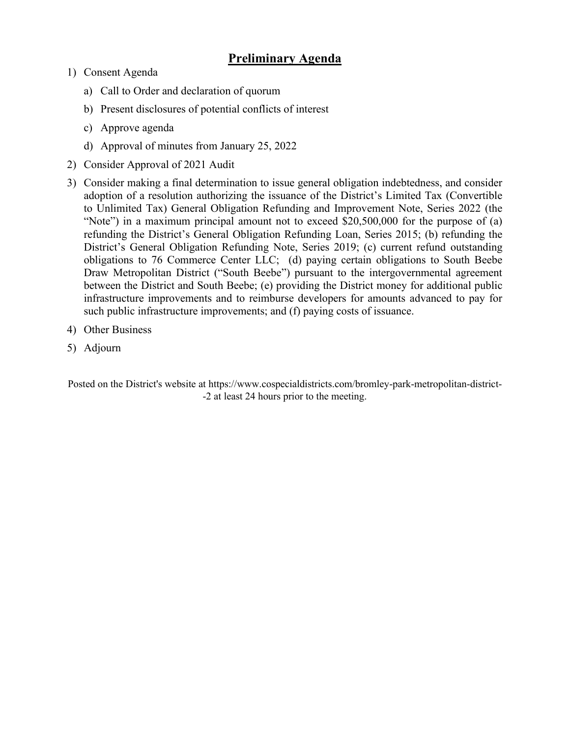## Preliminary Agenda

1) Consent Agenda
   a) Call to Order and declaration of quorum
   b) Present disclosures of potential conflicts of interest
   c) Approve agenda
   d) Approval of minutes from January 25, 2022
2) Consider Approval of 2021 Audit
3) Consider making a final determination to issue general obligation indebtedness, and consider adoption of a resolution authorizing the issuance of the District's Limited Tax (Convertible to Unlimited Tax) General Obligation Refunding and Improvement Note, Series 2022 (the "Note") in a maximum principal amount not to exceed $20,500,000 for the purpose of (a) refunding the District's General Obligation Refunding Loan, Series 2015; (b) refunding the District's General Obligation Refunding Note, Series 2019; (c) current refund outstanding obligations to 76 Commerce Center LLC; (d) paying certain obligations to South Beebe Draw Metropolitan District ("South Beebe") pursuant to the intergovernmental agreement between the District and South Beebe; (e) providing the District money for additional public infrastructure improvements and to reimburse developers for amounts advanced to pay for such public infrastructure improvements; and (f) paying costs of issuance.
4) Other Business
5) Adjourn

Posted on the District's website at https://www.cospecialdistricts.com/bromley-park-metropolitan-district--2 at least 24 hours prior to the meeting.